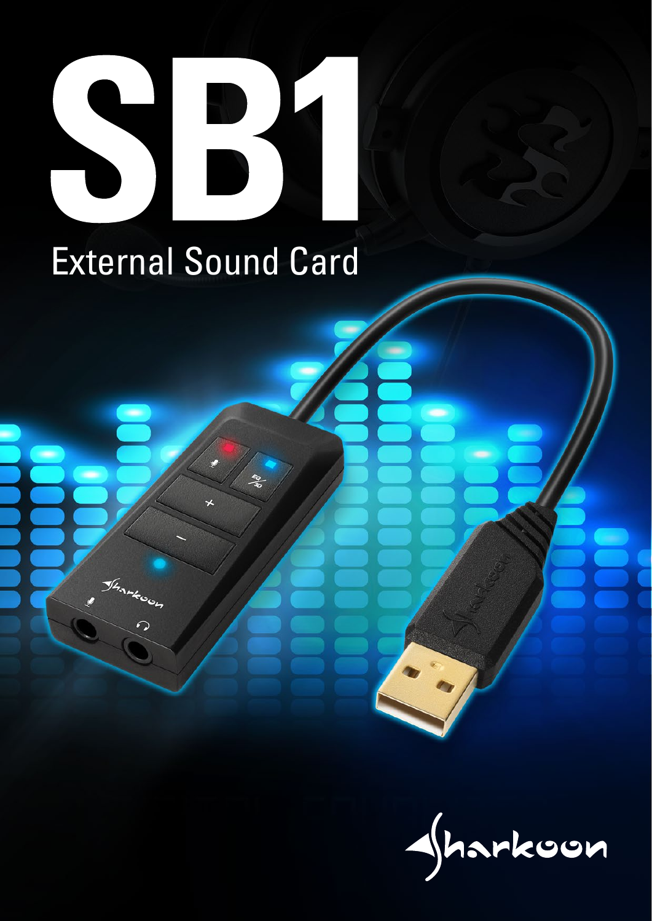# SB1

## External Sound Card

Sharkoon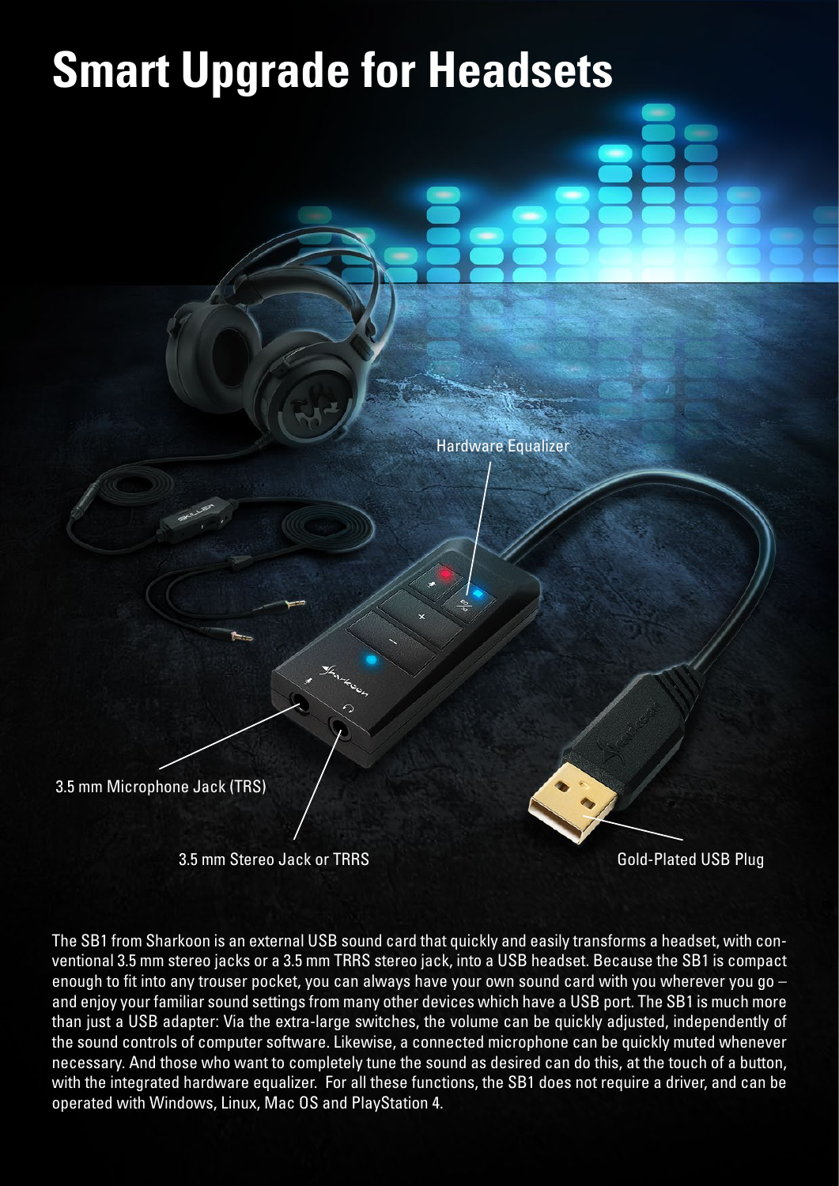# Smart Upgrade for Headsets

Hardware Equalizer

3.5 mm Microphone Jack (TRS)

3.5 mm Stereo Jack or TRRS

Gold-Plated USB Plug

The SB1 from Sharkoon is an external USB sound card that quickly and easily transforms a headset, with conventional 3.5 mm stereo jacks or a 3.5 mm TRRS stereo jack, into a USB headset. Because the SB1 is compact enough to fit into any trouser pocket, you can always have your own sound card with you wherever you go – and enjoy your familiar sound settings from many other devices which have a USB port. The SB1 is much more than just a USB adapter: Via the extra-large switches, the volume can be quickly adjusted, independently of the sound controls of computer software. Likewise, a connected microphone can be quickly muted whenever necessary. And those who want to completely tune the sound as desired can do this, at the touch of a button, with the integrated hardware equalizer. For all these functions, the SB1 does not require a driver, and can be operated with Windows, Linux, Mac OS and PlayStation 4.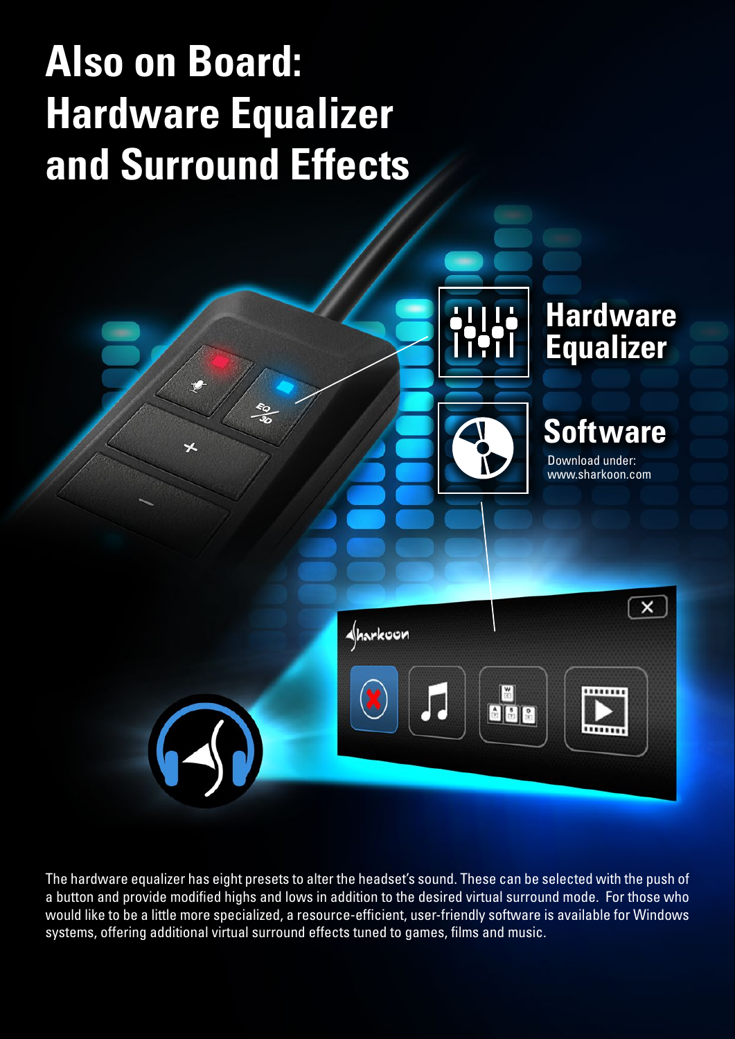# Also on Board: Hardware Equalizer and Surround Effects

## Hardware Equalizer

## Software

Download under:
www.sharkoon.com

The hardware equalizer has eight presets to alter the headset's sound. These can be selected with the push of a button and provide modified highs and lows in addition to the desired virtual surround mode. For those who would like to be a little more specialized, a resource-efficient, user-friendly software is available for Windows systems, offering additional virtual surround effects tuned to games, films and music.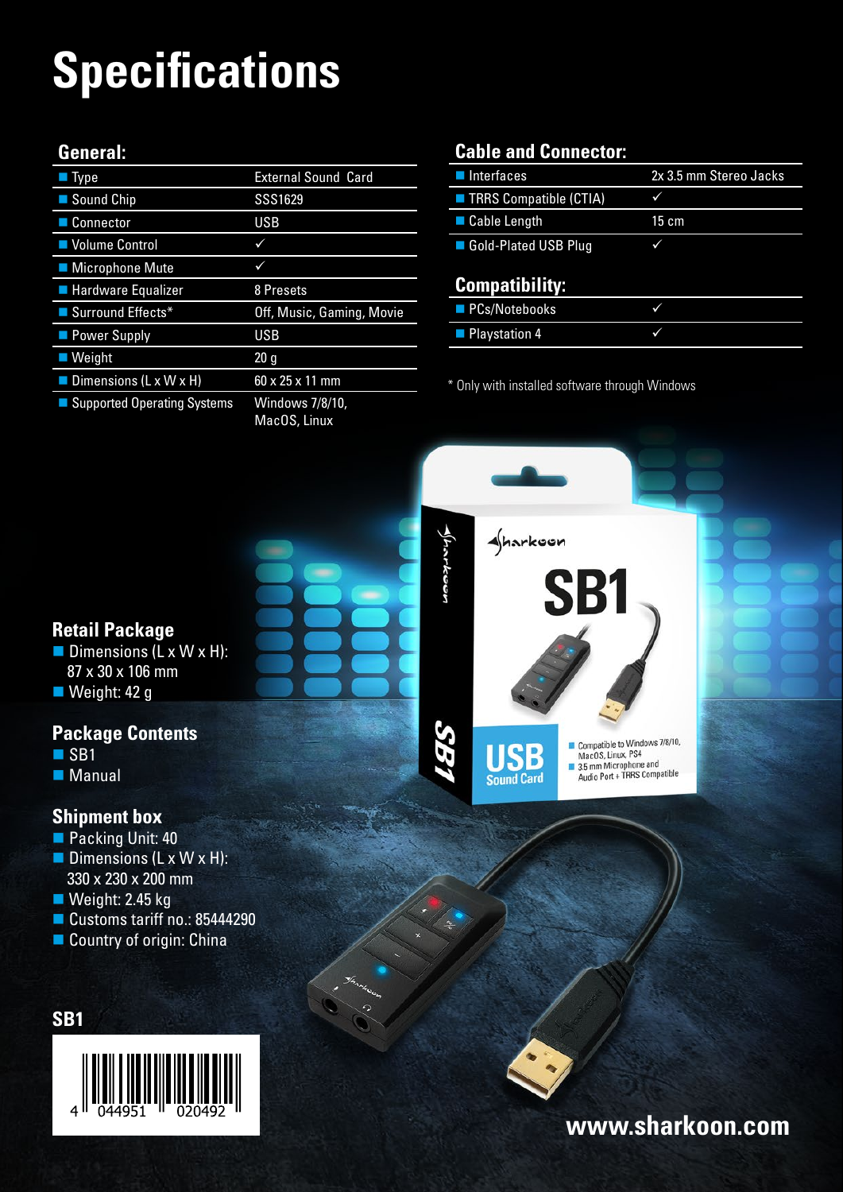# Specifications

## General:

| | |
|---|---|
| Type | External Sound Card |
| Sound Chip | SSS1629 |
| Connector | USB |
| Volume Control | ✓ |
| Microphone Mute | ✓ |
| Hardware Equalizer | 8 Presets |
| Surround Effects* | Off, Music, Gaming, Movie |
| Power Supply | USB |
| Weight | 20 g |
| Dimensions (L x W x H) | 60 x 25 x 11 mm |
| Supported Operating Systems | Windows 7/8/10, MacOS, Linux |

## Cable and Connector:

| | |
|---|---|
| Interfaces | 2x 3.5 mm Stereo Jacks |
| TRRS Compatible (CTIA) | ✓ |
| Cable Length | 15 cm |
| Gold-Plated USB Plug | ✓ |

## Compatibility:

| | |
|---|---|
| PCs/Notebooks | ✓ |
| Playstation 4 | ✓ |

\* Only with installed software through Windows

## Retail Package

- Dimensions (L x W x H): 87 x 30 x 106 mm
- Weight: 42 g

## Package Contents

- SB1
- Manual

## Shipment box

- Packing Unit: 40
- Dimensions (L x W x H): 330 x 230 x 200 mm
- Weight: 2.45 kg
- Customs tariff no.: 85444290
- Country of origin: China

## SB1

4 044951 020492

www.sharkoon.com